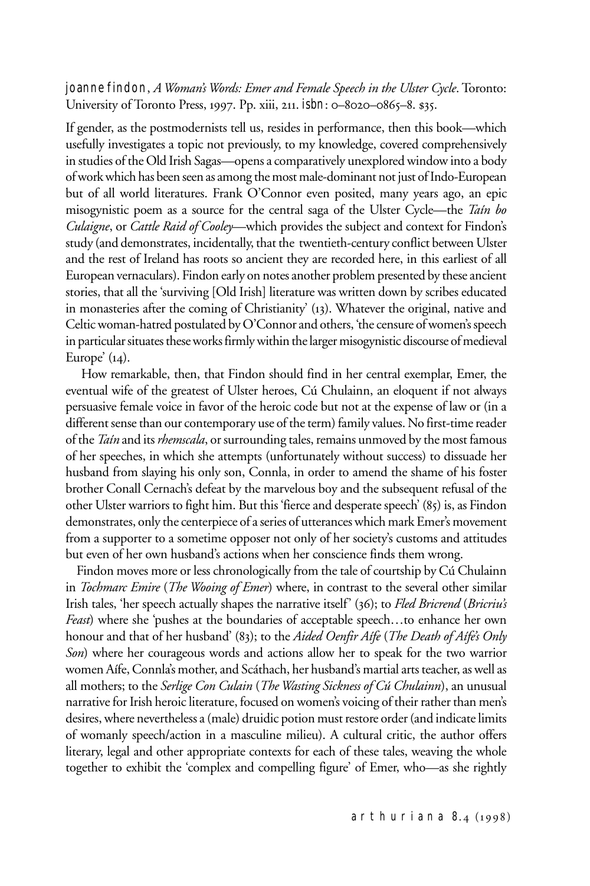joanne findon, *A Woman's Words: Emer and Female Speech in the Ulster Cycle*. Toronto: University of Toronto Press, 1997. Pp. xiii, 211. isbn: 0–8020–0865–8. $35.

If gender, as the postmodernists tell us, resides in performance, then this book—which usefully investigates a topic not previously, to my knowledge, covered comprehensively in studies of the Old Irish Sagas—opens a comparatively unexplored window into a body of work which has been seen as among the most male-dominant not just of Indo-European but of all world literatures. Frank O'Connor even posited, many years ago, an epic misogynistic poem as a source for the central saga of the Ulster Cycle—the *Taín bo Culaigne*, or *Cattle Raid of Cooley*—which provides the subject and context for Findon's study (and demonstrates, incidentally, that the twentieth-century conflict between Ulster and the rest of Ireland has roots so ancient they are recorded here, in this earliest of all European vernaculars). Findon early on notes another problem presented by these ancient stories, that all the 'surviving [Old Irish] literature was written down by scribes educated in monasteries after the coming of Christianity' (13). Whatever the original, native and Celtic woman-hatred postulated by O'Connor and others, 'the censure of women's speech in particular situates these works firmly within the larger misogynistic discourse of medieval Europe' (14).

How remarkable, then, that Findon should find in her central exemplar, Emer, the eventual wife of the greatest of Ulster heroes, Cú Chulainn, an eloquent if not always persuasive female voice in favor of the heroic code but not at the expense of law or (in a different sense than our contemporary use of the term) family values. No first-time reader of the *Taín* and its *rhemscala*, or surrounding tales, remains unmoved by the most famous of her speeches, in which she attempts (unfortunately without success) to dissuade her husband from slaying his only son, Connla, in order to amend the shame of his foster brother Conall Cernach's defeat by the marvelous boy and the subsequent refusal of the other Ulster warriors to fight him. But this 'fierce and desperate speech' (85) is, as Findon demonstrates, only the centerpiece of a series of utterances which mark Emer's movement from a supporter to a sometime opposer not only of her society's customs and attitudes but even of her own husband's actions when her conscience finds them wrong.

Findon moves more or less chronologically from the tale of courtship by Cú Chulainn in *Tochmarc Emire* (*The Wooing of Emer*) where, in contrast to the several other similar Irish tales, 'her speech actually shapes the narrative itself' (36); to *Fled Bricrend* (*Bricriu's Feast*) where she 'pushes at the boundaries of acceptable speech…to enhance her own honour and that of her husband' (83); to the *Aided Oenfir Aífe* (*The Death of Aífe's Only Son*) where her courageous words and actions allow her to speak for the two warrior women Aífe, Connla's mother, and Scáthach, her husband's martial arts teacher, as well as all mothers; to the *Serlige Con Culain* (*The Wasting Sickness of Cú Chulainn*), an unusual narrative for Irish heroic literature, focused on women's voicing of their rather than men's desires, where nevertheless a (male) druidic potion must restore order (and indicate limits of womanly speech/action in a masculine milieu). A cultural critic, the author offers literary, legal and other appropriate contexts for each of these tales, weaving the whole together to exhibit the 'complex and compelling figure' of Emer, who—as she rightly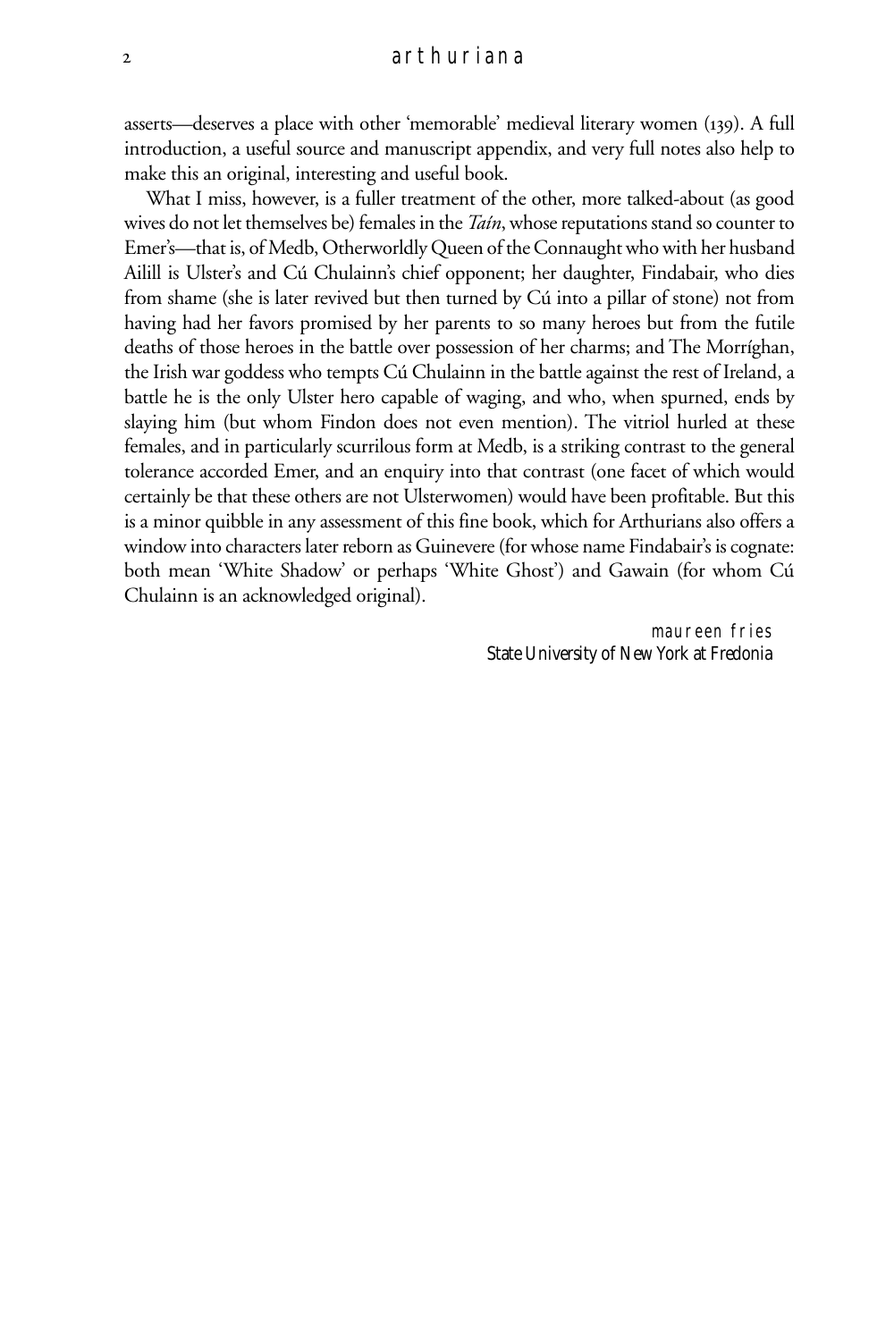asserts—deserves a place with other 'memorable' medieval literary women (139). A full introduction, a useful source and manuscript appendix, and very full notes also help to make this an original, interesting and useful book.

What I miss, however, is a fuller treatment of the other, more talked-about (as good wives do not let themselves be) females in the *Taín*, whose reputations stand so counter to Emer's—that is, of Medb, Otherworldly Queen of the Connaught who with her husband Ailill is Ulster's and Cú Chulainn's chief opponent; her daughter, Findabair, who dies from shame (she is later revived but then turned by Cú into a pillar of stone) not from having had her favors promised by her parents to so many heroes but from the futile deaths of those heroes in the battle over possession of her charms; and The Morríghan, the Irish war goddess who tempts Cú Chulainn in the battle against the rest of Ireland, a battle he is the only Ulster hero capable of waging, and who, when spurned, ends by slaying him (but whom Findon does not even mention). The vitriol hurled at these females, and in particularly scurrilous form at Medb, is a striking contrast to the general tolerance accorded Emer, and an enquiry into that contrast (one facet of which would certainly be that these others are not Ulsterwomen) would have been profitable. But this is a minor quibble in any assessment of this fine book, which for Arthurians also offers a window into characters later reborn as Guinevere (for whose name Findabair's is cognate: both mean 'White Shadow' or perhaps 'White Ghost') and Gawain (for whom Cú Chulainn is an acknowledged original).

maureen fries
State University of New York at Fredonia